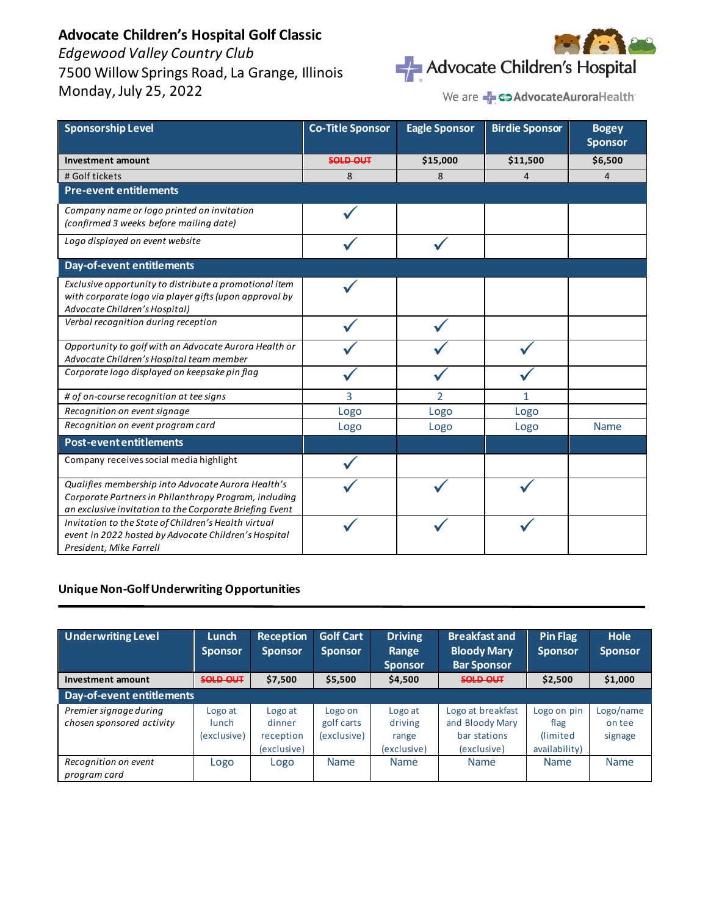# Advocate Children's Hospital Golf Classic

*Edgewood Valley Country Club*

7500 Willow Springs Road, La Grange, Illinois

Monday, July 25, 2022

Advocate Children's Hospital

We are AdvocateAuroraHealth

| Sponsorship Level | Co-Title Sponsor | Eagle Sponsor | Birdie Sponsor | Bogey Sponsor |
|---|---|---|---|---|
| **Investment amount** | ~~SOLD OUT~~ | $15,000 | $11,500 | $6,500 |
| # Golf tickets | 8 | 8 | 4 | 4 |
| **Pre-event entitlements** | | | | |
| *Company name or logo printed on invitation (confirmed 3 weeks before mailing date)* | ✓ | | | |
| *Logo displayed on event website* | ✓ | ✓ | | |
| **Day-of-event entitlements** | | | | |
| *Exclusive opportunity to distribute a promotional item with corporate logo via player gifts (upon approval by Advocate Children's Hospital)* | ✓ | | | |
| *Verbal recognition during reception* | ✓ | ✓ | | |
| *Opportunity to golf with an Advocate Aurora Health or Advocate Children's Hospital team member* | ✓ | ✓ | ✓ | |
| *Corporate logo displayed on keepsake pin flag* | ✓ | ✓ | ✓ | |
| *# of on-course recognition at tee signs* | 3 | 2 | 1 | |
| *Recognition on event signage* | Logo | Logo | Logo | |
| *Recognition on event program card* | Logo | Logo | Logo | Name |
| **Post-event entitlements** | | | | |
| Company receives social media highlight | ✓ | | | |
| *Qualifies membership into Advocate Aurora Health's Corporate Partners in Philanthropy Program, including an exclusive invitation to the Corporate Briefing Event* | ✓ | ✓ | ✓ | |
| *Invitation to the State of Children's Health virtual event in 2022 hosted by Advocate Children's Hospital President, Mike Farrell* | ✓ | ✓ | ✓ | |

## Unique Non-Golf Underwriting Opportunities

| Underwriting Level | Lunch Sponsor | Reception Sponsor | Golf Cart Sponsor | Driving Range Sponsor | Breakfast and Bloody Mary Bar Sponsor | Pin Flag Sponsor | Hole Sponsor |
|---|---|---|---|---|---|---|---|
| **Investment amount** | ~~SOLD OUT~~ | $7,500 | $5,500 | $4,500 | ~~SOLD OUT~~ | $2,500 | $1,000 |
| **Day-of-event entitlements** | | | | | | | |
| *Premier signage during chosen sponsored activity* | Logo at lunch (exclusive) | Logo at dinner reception (exclusive) | Logo on golf carts (exclusive) | Logo at driving range (exclusive) | Logo at breakfast and Bloody Mary bar stations (exclusive) | Logo on pin flag (limited availability) | Logo/name on tee signage |
| *Recognition on event program card* | Logo | Logo | Name | Name | Name | Name | Name |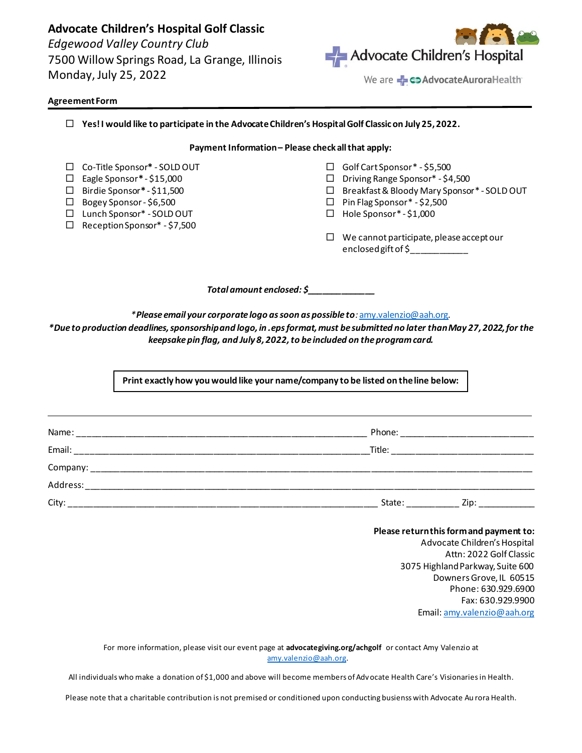# Advocate Children's Hospital Golf Classic

*Edgewood Valley Country Club*

7500 Willow Springs Road, La Grange, Illinois

Monday, July 25, 2022

Advocate Children's Hospital

We are AdvocateAuroraHealth

**Agreement Form**

☐ **Yes! I would like to participate in the Advocate Children's Hospital Golf Classic on July 25, 2022.**

**Payment Information – Please check all that apply:**

☐ Co-Title Sponsor* - SOLD OUT
☐ Eagle Sponsor* - $15,000
☐ Birdie Sponsor* - $11,500
☐ Bogey Sponsor - $6,500
☐ Lunch Sponsor* - SOLD OUT
☐ Reception Sponsor* - $7,500

☐ Golf Cart Sponsor* - $5,500
☐ Driving Range Sponsor* - $4,500
☐ Breakfast & Bloody Mary Sponsor* - SOLD OUT
☐ Pin Flag Sponsor* - $2,500
☐ Hole Sponsor* - $1,000

☐ We cannot participate, please accept our enclosed gift of $___________

***Total amount enclosed: $_____________***

****Please email your corporate logo as soon as possible to**: amy.valenzio@aah.org.

***\*Due to production deadlines, sponsorship and logo, in .eps format, must be submitted no later than May 27, 2022, for the keepsake pin flag, and July 8, 2022, to be included on the program card.***

**Print exactly how you would like your name/company to be listed on the line below:**

_______________________________________________________________

Name: ____________________________________ Phone: ____________________

Email: ____________________________________ Title: ____________________

Company: _______________________________________________________

Address: _______________________________________________________

City: ______________________________ State: __________ Zip: ___________

**Please return this form and payment to:**
Advocate Children's Hospital
Attn: 2022 Golf Classic
3075 Highland Parkway, Suite 600
Downers Grove, IL 60515
Phone: 630.929.6900
Fax: 630.929.9900
Email: amy.valenzio@aah.org

For more information, please visit our event page at **advocategiving.org/achgolf** or contact Amy Valenzio at amy.valenzio@aah.org.

All individuals who make a donation of $1,000 and above will become members of Advocate Health Care's Visionaries in Health.

Please note that a charitable contribution is not premised or conditioned upon conducting busienss with Advocate Aurora Health.